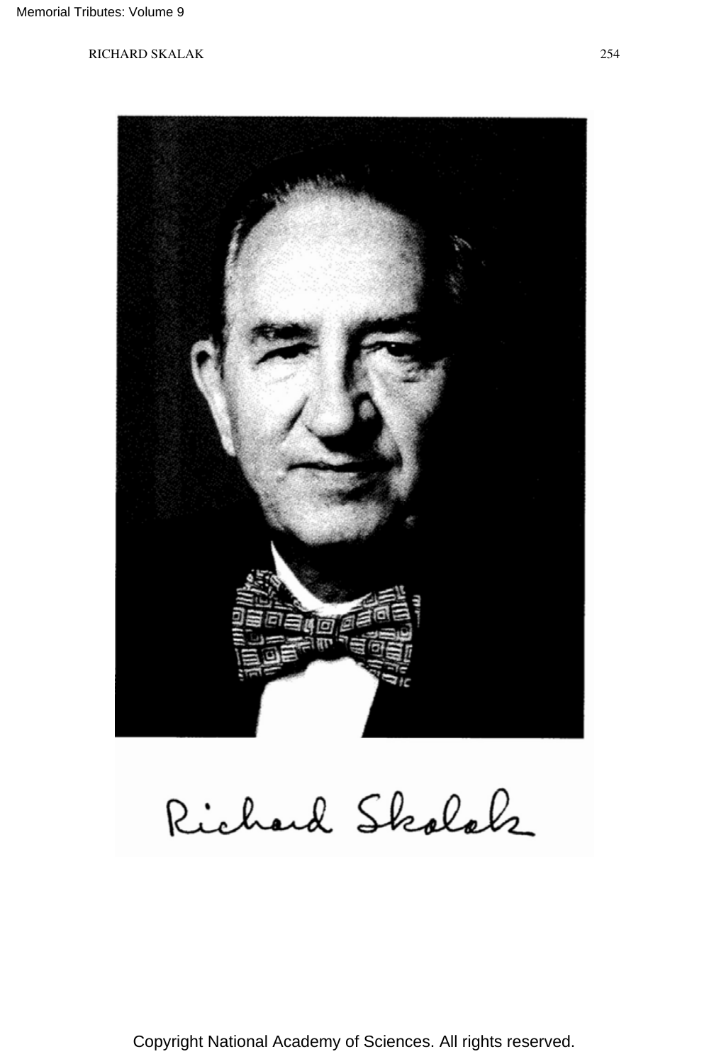Richard Skalak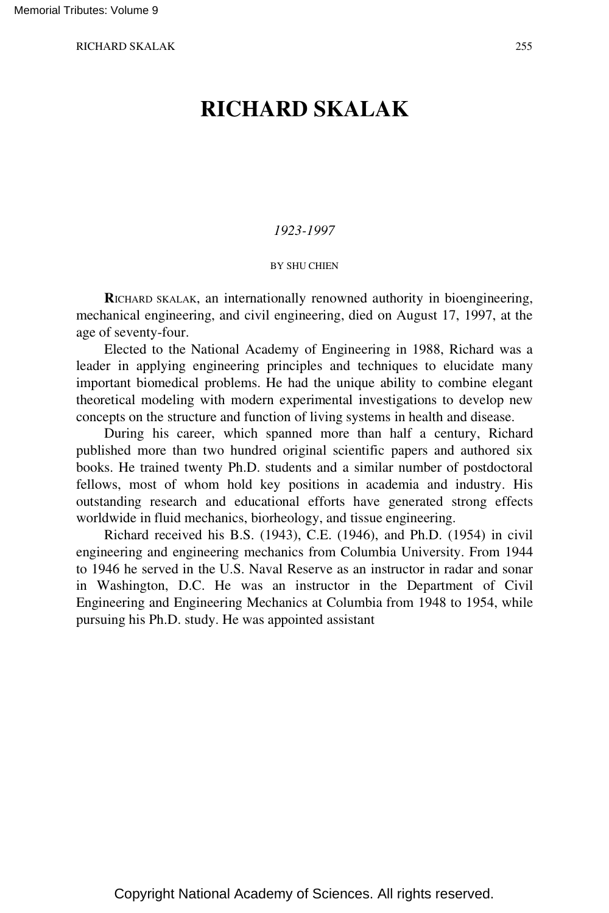# RICHARD SKALAK

*1923-1997*

BY SHU CHIEN

**R**ICHARD SKALAK, an internationally renowned authority in bioengineering, mechanical engineering, and civil engineering, died on August 17, 1997, at the age of seventy-four.

Elected to the National Academy of Engineering in 1988, Richard was a leader in applying engineering principles and techniques to elucidate many important biomedical problems. He had the unique ability to combine elegant theoretical modeling with modern experimental investigations to develop new concepts on the structure and function of living systems in health and disease.

During his career, which spanned more than half a century, Richard published more than two hundred original scientific papers and authored six books. He trained twenty Ph.D. students and a similar number of postdoctoral fellows, most of whom hold key positions in academia and industry. His outstanding research and educational efforts have generated strong effects worldwide in fluid mechanics, biorheology, and tissue engineering.

Richard received his B.S. (1943), C.E. (1946), and Ph.D. (1954) in civil engineering and engineering mechanics from Columbia University. From 1944 to 1946 he served in the U.S. Naval Reserve as an instructor in radar and sonar in Washington, D.C. He was an instructor in the Department of Civil Engineering and Engineering Mechanics at Columbia from 1948 to 1954, while pursuing his Ph.D. study. He was appointed assistant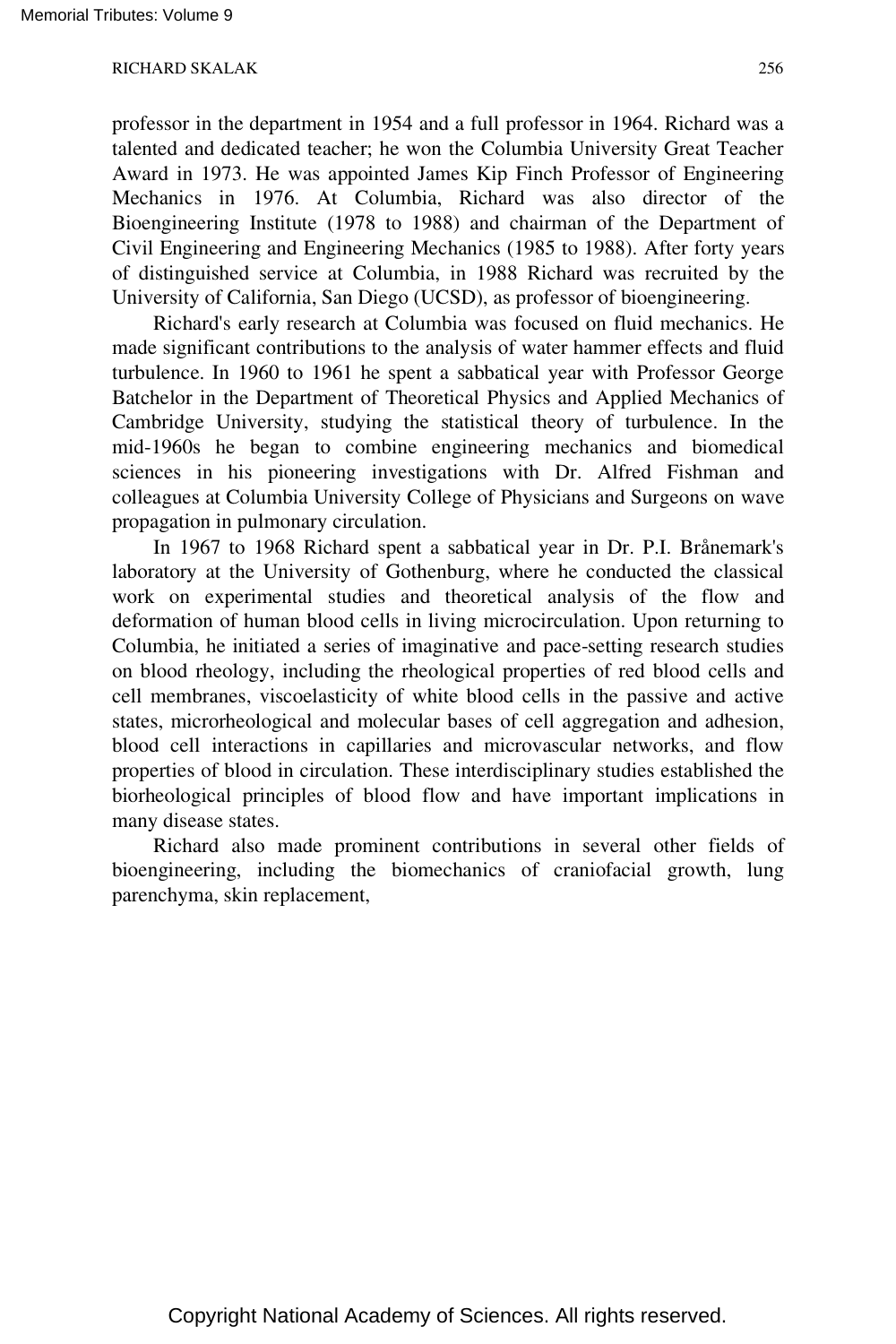professor in the department in 1954 and a full professor in 1964. Richard was a talented and dedicated teacher; he won the Columbia University Great Teacher Award in 1973. He was appointed James Kip Finch Professor of Engineering Mechanics in 1976. At Columbia, Richard was also director of the Bioengineering Institute (1978 to 1988) and chairman of the Department of Civil Engineering and Engineering Mechanics (1985 to 1988). After forty years of distinguished service at Columbia, in 1988 Richard was recruited by the University of California, San Diego (UCSD), as professor of bioengineering.

Richard's early research at Columbia was focused on fluid mechanics. He made significant contributions to the analysis of water hammer effects and fluid turbulence. In 1960 to 1961 he spent a sabbatical year with Professor George Batchelor in the Department of Theoretical Physics and Applied Mechanics of Cambridge University, studying the statistical theory of turbulence. In the mid-1960s he began to combine engineering mechanics and biomedical sciences in his pioneering investigations with Dr. Alfred Fishman and colleagues at Columbia University College of Physicians and Surgeons on wave propagation in pulmonary circulation.

In 1967 to 1968 Richard spent a sabbatical year in Dr. P.I. Brånemark's laboratory at the University of Gothenburg, where he conducted the classical work on experimental studies and theoretical analysis of the flow and deformation of human blood cells in living microcirculation. Upon returning to Columbia, he initiated a series of imaginative and pace-setting research studies on blood rheology, including the rheological properties of red blood cells and cell membranes, viscoelasticity of white blood cells in the passive and active states, microrheological and molecular bases of cell aggregation and adhesion, blood cell interactions in capillaries and microvascular networks, and flow properties of blood in circulation. These interdisciplinary studies established the biorheological principles of blood flow and have important implications in many disease states.

Richard also made prominent contributions in several other fields of bioengineering, including the biomechanics of craniofacial growth, lung parenchyma, skin replacement,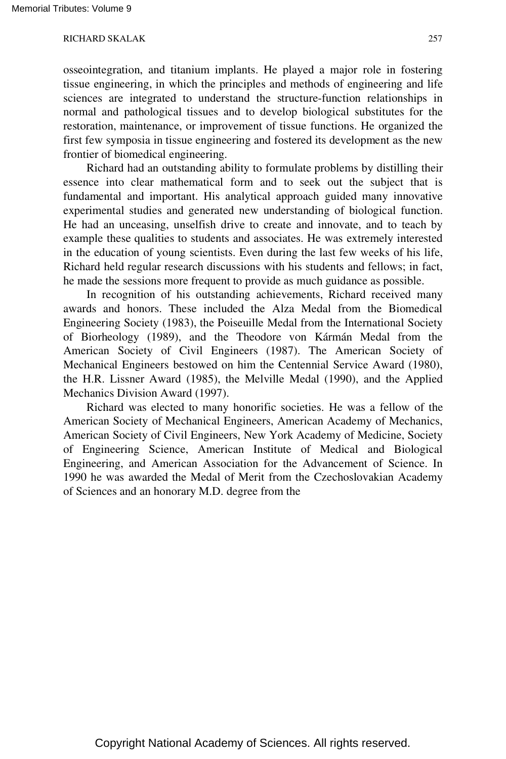osseointegration, and titanium implants. He played a major role in fostering tissue engineering, in which the principles and methods of engineering and life sciences are integrated to understand the structure-function relationships in normal and pathological tissues and to develop biological substitutes for the restoration, maintenance, or improvement of tissue functions. He organized the first few symposia in tissue engineering and fostered its development as the new frontier of biomedical engineering.

Richard had an outstanding ability to formulate problems by distilling their essence into clear mathematical form and to seek out the subject that is fundamental and important. His analytical approach guided many innovative experimental studies and generated new understanding of biological function. He had an unceasing, unselfish drive to create and innovate, and to teach by example these qualities to students and associates. He was extremely interested in the education of young scientists. Even during the last few weeks of his life, Richard held regular research discussions with his students and fellows; in fact, he made the sessions more frequent to provide as much guidance as possible.

In recognition of his outstanding achievements, Richard received many awards and honors. These included the Alza Medal from the Biomedical Engineering Society (1983), the Poiseuille Medal from the International Society of Biorheology (1989), and the Theodore von Kármán Medal from the American Society of Civil Engineers (1987). The American Society of Mechanical Engineers bestowed on him the Centennial Service Award (1980), the H.R. Lissner Award (1985), the Melville Medal (1990), and the Applied Mechanics Division Award (1997).

Richard was elected to many honorific societies. He was a fellow of the American Society of Mechanical Engineers, American Academy of Mechanics, American Society of Civil Engineers, New York Academy of Medicine, Society of Engineering Science, American Institute of Medical and Biological Engineering, and American Association for the Advancement of Science. In 1990 he was awarded the Medal of Merit from the Czechoslovakian Academy of Sciences and an honorary M.D. degree from the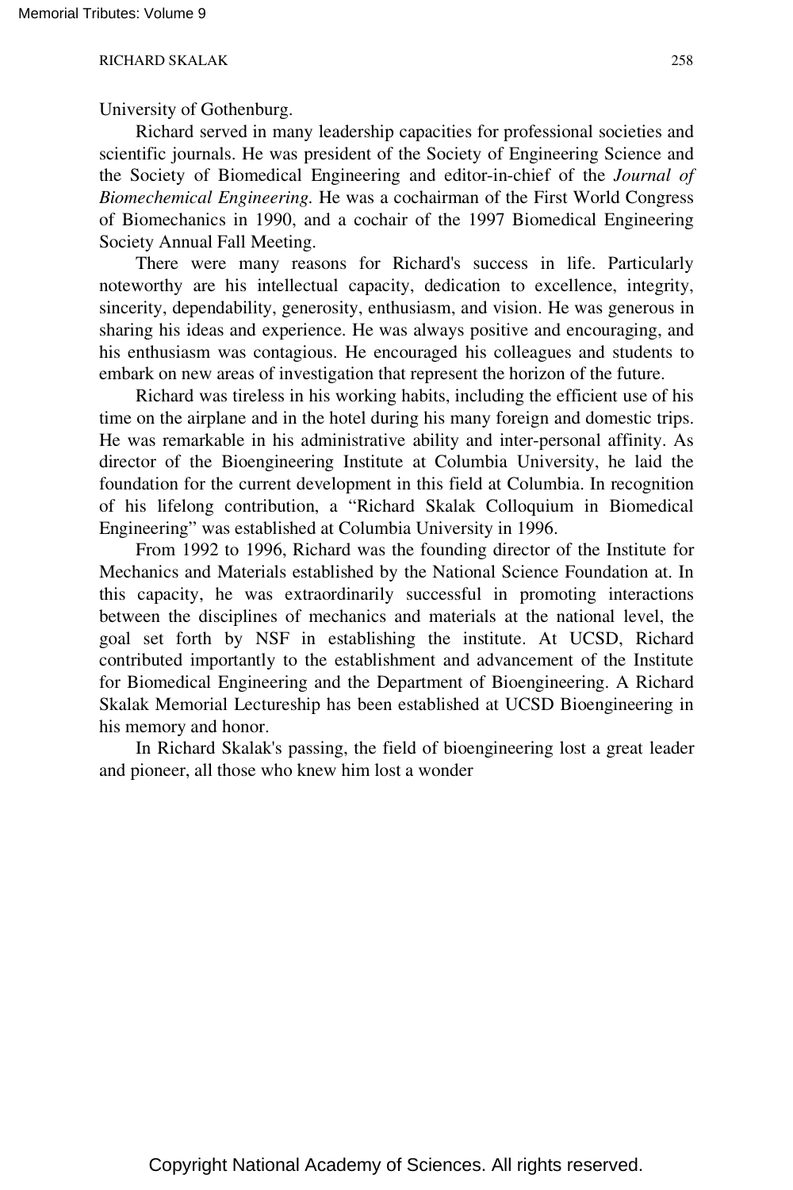University of Gothenburg.

Richard served in many leadership capacities for professional societies and scientific journals. He was president of the Society of Engineering Science and the Society of Biomedical Engineering and editor-in-chief of the *Journal of Biomechemical Engineering*. He was a cochairman of the First World Congress of Biomechanics in 1990, and a cochair of the 1997 Biomedical Engineering Society Annual Fall Meeting.

There were many reasons for Richard's success in life. Particularly noteworthy are his intellectual capacity, dedication to excellence, integrity, sincerity, dependability, generosity, enthusiasm, and vision. He was generous in sharing his ideas and experience. He was always positive and encouraging, and his enthusiasm was contagious. He encouraged his colleagues and students to embark on new areas of investigation that represent the horizon of the future.

Richard was tireless in his working habits, including the efficient use of his time on the airplane and in the hotel during his many foreign and domestic trips. He was remarkable in his administrative ability and inter-personal affinity. As director of the Bioengineering Institute at Columbia University, he laid the foundation for the current development in this field at Columbia. In recognition of his lifelong contribution, a "Richard Skalak Colloquium in Biomedical Engineering" was established at Columbia University in 1996.

From 1992 to 1996, Richard was the founding director of the Institute for Mechanics and Materials established by the National Science Foundation at. In this capacity, he was extraordinarily successful in promoting interactions between the disciplines of mechanics and materials at the national level, the goal set forth by NSF in establishing the institute. At UCSD, Richard contributed importantly to the establishment and advancement of the Institute for Biomedical Engineering and the Department of Bioengineering. A Richard Skalak Memorial Lectureship has been established at UCSD Bioengineering in his memory and honor.

In Richard Skalak's passing, the field of bioengineering lost a great leader and pioneer, all those who knew him lost a wonder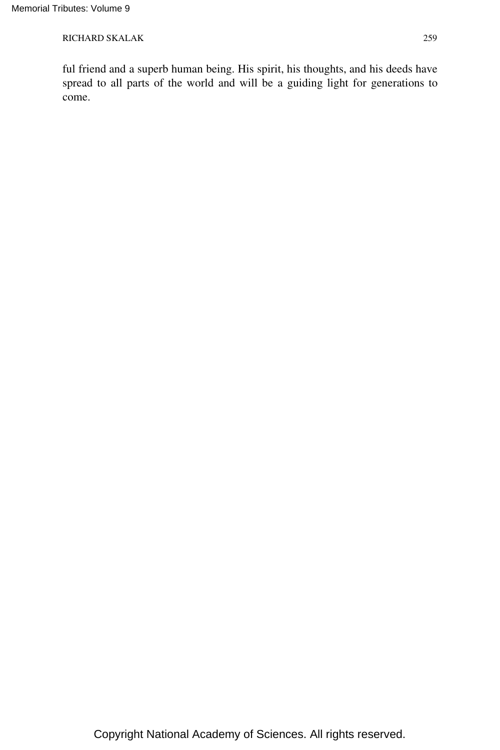ful friend and a superb human being. His spirit, his thoughts, and his deeds have spread to all parts of the world and will be a guiding light for generations to come.